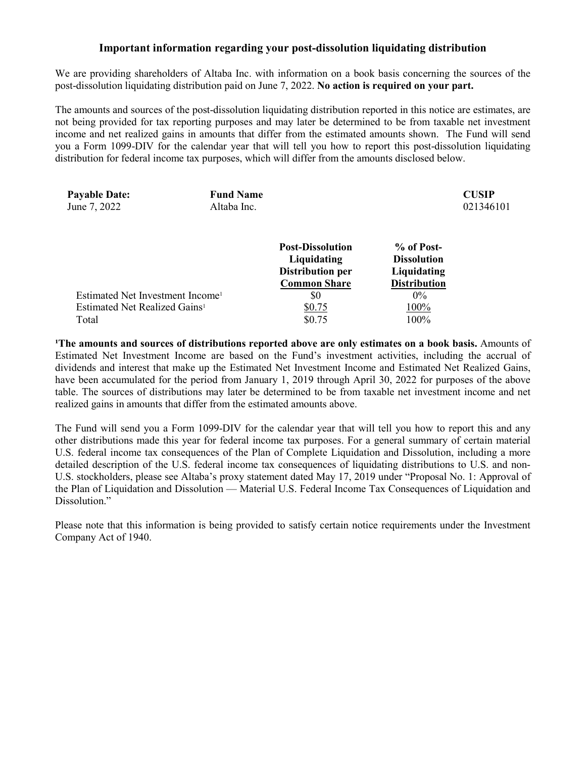## Important information regarding your post-dissolution liquidating distribution

We are providing shareholders of Altaba Inc. with information on a book basis concerning the sources of the post-dissolution liquidating distribution paid on June 7, 2022. **No action is required on your part.**

The amounts and sources of the post-dissolution liquidating distribution reported in this notice are estimates, are not being provided for tax reporting purposes and may later be determined to be from taxable net investment income and net realized gains in amounts that differ from the estimated amounts shown. The Fund will send you a Form 1099-DIV for the calendar year that will tell you how to report this post-dissolution liquidating distribution for federal income tax purposes, which will differ from the amounts disclosed below.

| **Payable Date:** | **Fund Name** | **CUSIP** |
|---|---|---|
| June 7, 2022 | Altaba Inc. | 021346101 |

| | **Post-Dissolution Liquidating Distribution per Common Share** | **% of Post-Dissolution Liquidating Distribution** |
|---|---|---|
| Estimated Net Investment Income[1] | $0 | 0% |
| Estimated Net Realized Gains[1] | $0.75 | 100% |
| Total | $0.75 | 100% |

[1]**The amounts and sources of distributions reported above are only estimates on a book basis.** Amounts of Estimated Net Investment Income are based on the Fund's investment activities, including the accrual of dividends and interest that make up the Estimated Net Investment Income and Estimated Net Realized Gains, have been accumulated for the period from January 1, 2019 through April 30, 2022 for purposes of the above table. The sources of distributions may later be determined to be from taxable net investment income and net realized gains in amounts that differ from the estimated amounts above.

The Fund will send you a Form 1099-DIV for the calendar year that will tell you how to report this and any other distributions made this year for federal income tax purposes. For a general summary of certain material U.S. federal income tax consequences of the Plan of Complete Liquidation and Dissolution, including a more detailed description of the U.S. federal income tax consequences of liquidating distributions to U.S. and non-U.S. stockholders, please see Altaba's proxy statement dated May 17, 2019 under "Proposal No. 1: Approval of the Plan of Liquidation and Dissolution — Material U.S. Federal Income Tax Consequences of Liquidation and Dissolution."

Please note that this information is being provided to satisfy certain notice requirements under the Investment Company Act of 1940.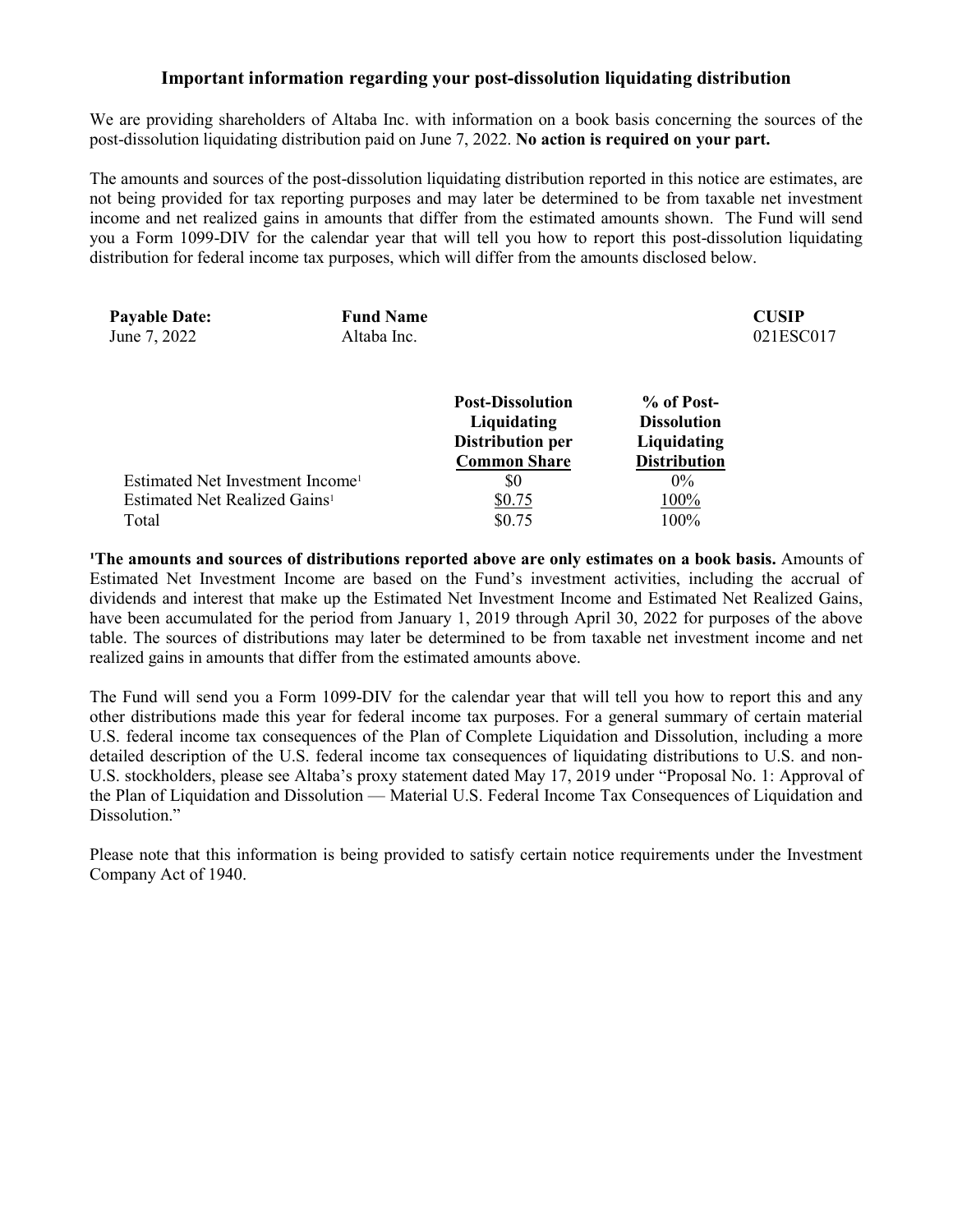### Important information regarding your post-dissolution liquidating distribution

We are providing shareholders of Altaba Inc. with information on a book basis concerning the sources of the post-dissolution liquidating distribution paid on June 7, 2022. **No action is required on your part.**

The amounts and sources of the post-dissolution liquidating distribution reported in this notice are estimates, are not being provided for tax reporting purposes and may later be determined to be from taxable net investment income and net realized gains in amounts that differ from the estimated amounts shown. The Fund will send you a Form 1099-DIV for the calendar year that will tell you how to report this post-dissolution liquidating distribution for federal income tax purposes, which will differ from the amounts disclosed below.

| **Payable Date:** | **Fund Name** | **CUSIP** |
|---|---|---|
| June 7, 2022 | Altaba Inc. | 021ESC017 |

| | **Post-Dissolution Liquidating Distribution per Common Share** | **% of Post-Dissolution Liquidating Distribution** |
|---|---|---|
| Estimated Net Investment Income[1] | $0 | 0% |
| Estimated Net Realized Gains[1] | $0.75 | 100% |
| Total | $0.75 | 100% |

[1]**The amounts and sources of distributions reported above are only estimates on a book basis.** Amounts of Estimated Net Investment Income are based on the Fund's investment activities, including the accrual of dividends and interest that make up the Estimated Net Investment Income and Estimated Net Realized Gains, have been accumulated for the period from January 1, 2019 through April 30, 2022 for purposes of the above table. The sources of distributions may later be determined to be from taxable net investment income and net realized gains in amounts that differ from the estimated amounts above.

The Fund will send you a Form 1099-DIV for the calendar year that will tell you how to report this and any other distributions made this year for federal income tax purposes. For a general summary of certain material U.S. federal income tax consequences of the Plan of Complete Liquidation and Dissolution, including a more detailed description of the U.S. federal income tax consequences of liquidating distributions to U.S. and non-U.S. stockholders, please see Altaba's proxy statement dated May 17, 2019 under "Proposal No. 1: Approval of the Plan of Liquidation and Dissolution — Material U.S. Federal Income Tax Consequences of Liquidation and Dissolution."

Please note that this information is being provided to satisfy certain notice requirements under the Investment Company Act of 1940.